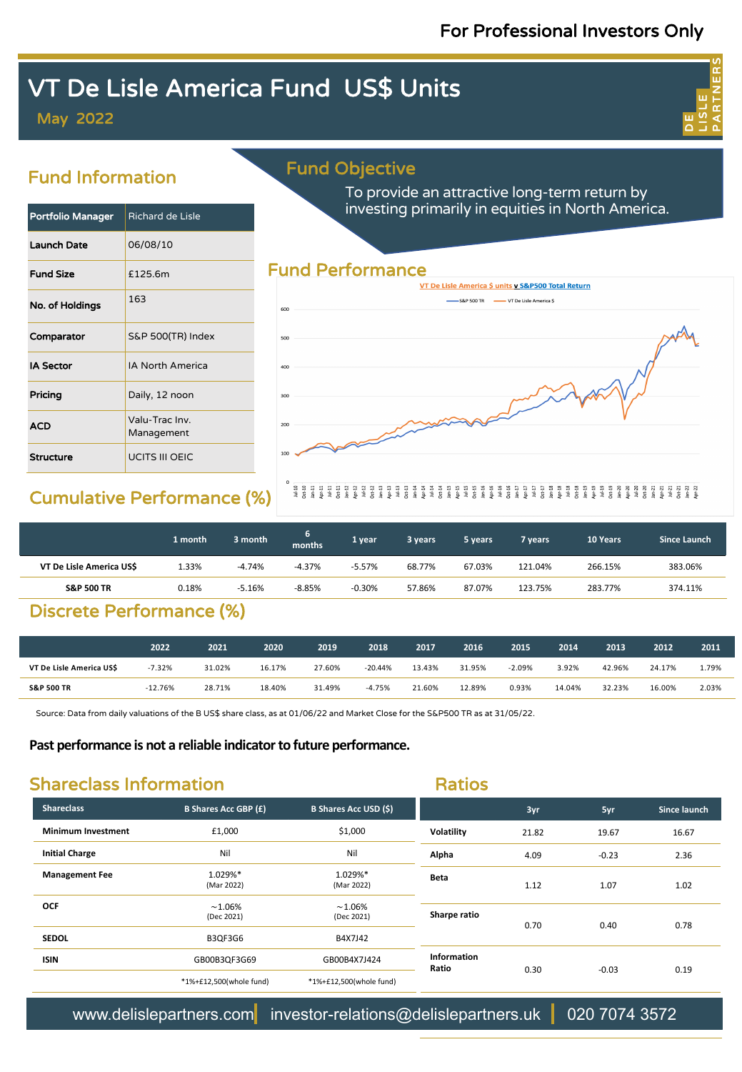For Professional Investors Only

# VT De Lisle America Fund US$ Units

May 2022

DE LISLE PARTNERS

## Fund Information

| Portfolio Manager | Richard de Lisle |
|---|---|
| Launch Date | 06/08/10 |
| Fund Size | £125.6m |
| No. of Holdings | 163 |
| Comparator | S&P 500(TR) Index |
| IA Sector | IA North America |
| Pricing | Daily, 12 noon |
| ACD | Valu-Trac Inv. Management |
| Structure | UCITS III OEIC |

## Fund Objective

To provide an attractive long-term return by investing primarily in equities in North America.

## Fund Performance

VT De Lisle America $ units v S&P500 Total Return

S&P 500 TR — VT De Lisle America $

## Cumulative Performance (%)

| | 1 month | 3 month | 6 months | 1 year | 3 years | 5 years | 7 years | 10 Years | Since Launch |
|---|---|---|---|---|---|---|---|---|---|
| VT De Lisle America US$ | 1.33% | -4.74% | -4.37% | -5.57% | 68.77% | 67.03% | 121.04% | 266.15% | 383.06% |
| S&P 500 TR | 0.18% | -5.16% | -8.85% | -0.30% | 57.86% | 87.07% | 123.75% | 283.77% | 374.11% |

## Discrete Performance (%)

| | 2022 | 2021 | 2020 | 2019 | 2018 | 2017 | 2016 | 2015 | 2014 | 2013 | 2012 | 2011 |
|---|---|---|---|---|---|---|---|---|---|---|---|---|
| VT De Lisle America US$ | -7.32% | 31.02% | 16.17% | 27.60% | -20.44% | 13.43% | 31.95% | -2.09% | 3.92% | 42.96% | 24.17% | 1.79% |
| S&P 500 TR | -12.76% | 28.71% | 18.40% | 31.49% | -4.75% | 21.60% | 12.89% | 0.93% | 14.04% | 32.23% | 16.00% | 2.03% |

Source: Data from daily valuations of the B US$ share class, as at 01/06/22 and Market Close for the S&P500 TR as at 31/05/22.

**Past performance is not a reliable indicator to future performance.**

## Shareclass Information

| Shareclass | B Shares Acc GBP (£) | B Shares Acc USD ($) |
|---|---|---|
| Minimum Investment | £1,000 | $1,000 |
| Initial Charge | Nil | Nil |
| Management Fee | 1.029%* (Mar 2022) | 1.029%* (Mar 2022) |
| OCF | ~1.06% (Dec 2021) | ~1.06% (Dec 2021) |
| SEDOL | B3QF3G6 | B4X7J42 |
| ISIN | GB00B3QF3G69 | GB00B4X7J424 |
| | *1%+£12,500(whole fund) | *1%+£12,500(whole fund) |

## Ratios

| | 3yr | 5yr | Since launch |
|---|---|---|---|
| Volatility | 21.82 | 19.67 | 16.67 |
| Alpha | 4.09 | -0.23 | 2.36 |
| Beta | 1.12 | 1.07 | 1.02 |
| Sharpe ratio | 0.70 | 0.40 | 0.78 |
| Information Ratio | 0.30 | -0.03 | 0.19 |

www.delislepartners.com | investor-relations@delislepartners.uk | 020 7074 3572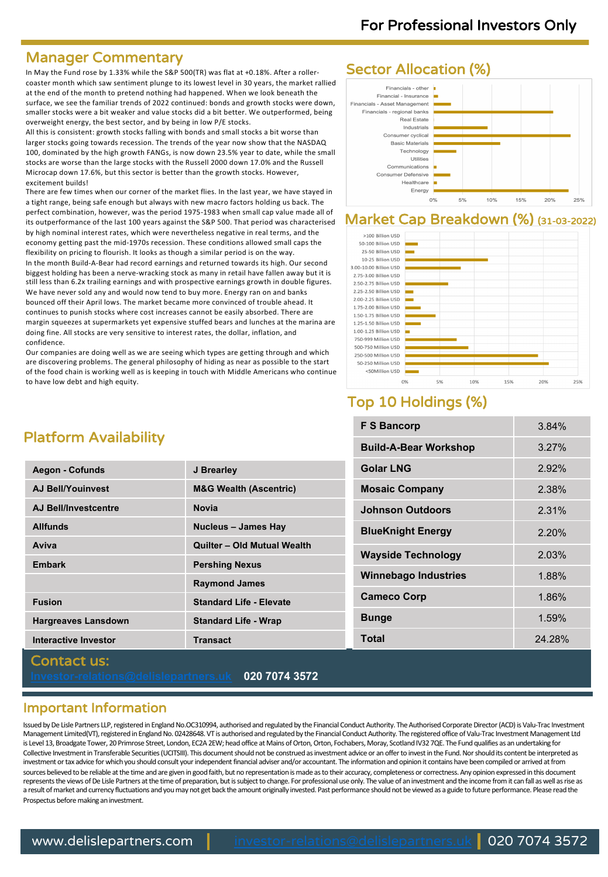## Manager Commentary

In May the Fund rose by 1.33% while the S&P 500(TR) was flat at +0.18%. After a roller-coaster month which saw sentiment plunge to its lowest level in 30 years, the market rallied at the end of the month to pretend nothing had happened. When we look beneath the surface, we see the familiar trends of 2022 continued: bonds and growth stocks were down, smaller stocks were a bit weaker and value stocks did a bit better. We outperformed, being overweight energy, the best sector, and by being in low P/E stocks.

All this is consistent: growth stocks falling with bonds and small stocks a bit worse than larger stocks going towards recession. The trends of the year now show that the NASDAQ 100, dominated by the high growth FANGs, is now down 23.5% year to date, while the small stocks are worse than the large stocks with the Russell 2000 down 17.0% and the Russell Microcap down 17.6%, but this sector is better than the growth stocks. However, excitement builds!

There are few times when our corner of the market flies. In the last year, we have stayed in a tight range, being safe enough but always with new macro factors holding us back. The perfect combination, however, was the period 1975-1983 when small cap value made all of its outperformance of the last 100 years against the S&P 500. That period was characterised by high nominal interest rates, which were nevertheless negative in real terms, and the economy getting past the mid-1970s recession. These conditions allowed small caps the flexibility on pricing to flourish. It looks as though a similar period is on the way.

In the month Build-A-Bear had record earnings and returned towards its high. Our second biggest holding has been a nerve-wracking stock as many in retail have fallen away but it is still less than 6.2x trailing earnings and with prospective earnings growth in double figures. We have never sold any and would now tend to buy more. Energy ran on and banks bounced off their April lows. The market became more convinced of trouble ahead. It continues to punish stocks where cost increases cannot be easily absorbed. There are margin squeezes at supermarkets yet expensive stuffed bears and lunches at the marina are doing fine. All stocks are very sensitive to interest rates, the dollar, inflation, and confidence.

Our companies are doing well as we are seeing which types are getting through and which are discovering problems. The general philosophy of hiding as near as possible to the start of the food chain is working well as is keeping in touch with Middle Americans who continue to have low debt and high equity.

## Sector Allocation (%)

Financials - other
Financial - Insurance
Financials - Asset Management
Financials - regional banks
Real Estate
Industrials
Consumer cyclical
Basic Materials
Technology
Utilities
Communications
Consumer Defensive
Healthcare
Energy

0% 5% 10% 15% 20% 25%

## Market Cap Breakdown (%) (31-03-2022)

>100 Billion USD
50-100 Billion USD
25-50 Billion USD
10-25 Billion USD
3.00-10.00 Billion USD
2.75-3.00 Billion USD
2.50-2.75 Billion USD
2.25-2.50 Billion USD
2.00-2.25 Billion USD
1.75-2.00 Billion USD
1.50-1.75 Billion USD
1.25-1.50 Billion USD
1.00-1.25 Billion USD
750-999 Million USD
500-750 Million USD
250-500 Million USD
50-250 Million USD
<50Million USD

0% 5% 10% 15% 20% 25%

## Top 10 Holdings (%)

| | |
|---|---|
| **F S Bancorp** | 3.84% |
| **Build-A-Bear Workshop** | 3.27% |
| **Golar LNG** | 2.92% |
| **Mosaic Company** | 2.38% |
| **Johnson Outdoors** | 2.31% |
| **BlueKnight Energy** | 2.20% |
| **Wayside Technology** | 2.03% |
| **Winnebago Industries** | 1.88% |
| **Cameco Corp** | 1.86% |
| **Bunge** | 1.59% |
| **Total** | 24.28% |

## Platform Availability

| | |
|---|---|
| **Aegon - Cofunds** | **J Brearley** |
| **AJ Bell/Youinvest** | **M&G Wealth (Ascentric)** |
| **AJ Bell/Investcentre** | **Novia** |
| **Allfunds** | **Nucleus – James Hay** |
| **Aviva** | **Quilter – Old Mutual Wealth** |
| **Embark** | **Pershing Nexus** |
| | **Raymond James** |
| **Fusion** | **Standard Life - Elevate** |
| **Hargreaves Lansdown** | **Standard Life - Wrap** |
| **Interactive Investor** | **Transact** |

## Contact us:

investor-relations@delislepartners.uk **020 7074 3572**

## Important Information

Issued by De Lisle Partners LLP, registered in England No.OC310994, authorised and regulated by the Financial Conduct Authority. The Authorised Corporate Director (ACD) is Valu-Trac Investment Management Limited(VT), registered in England No. 02428648. VT is authorised and regulated by the Financial Conduct Authority. The registered office of Valu-Trac Investment Management Ltd is Level 13, Broadgate Tower, 20 Primrose Street, London, EC2A 2EW; head office at Mains of Orton, Orton, Fochabers, Moray, Scotland IV32 7QE. The Fund qualifies as an undertaking for Collective Investment in Transferable Securities (UCITSIII). This document should not be construed as investment advice or an offer to invest in the Fund. Nor should its content be interpreted as investment or tax advice for which you should consult your independent financial adviser and/or accountant. The information and opinion it contains have been compiled or arrived at from sources believed to be reliable at the time and are given in good faith, but no representation is made as to their accuracy, completeness or correctness. Any opinion expressed in this document represents the views of De Lisle Partners at the time of preparation, but is subject to change. For professional use only. The value of an investment and the income from it can fall as well as rise as a result of market and currency fluctuations and you may not get back the amount originally invested. Past performance should not be viewed as a guide to future performance. Please read the Prospectus before making an investment.

www.delislepartners.com | investor-relations@delislepartners.uk | 020 7074 3572